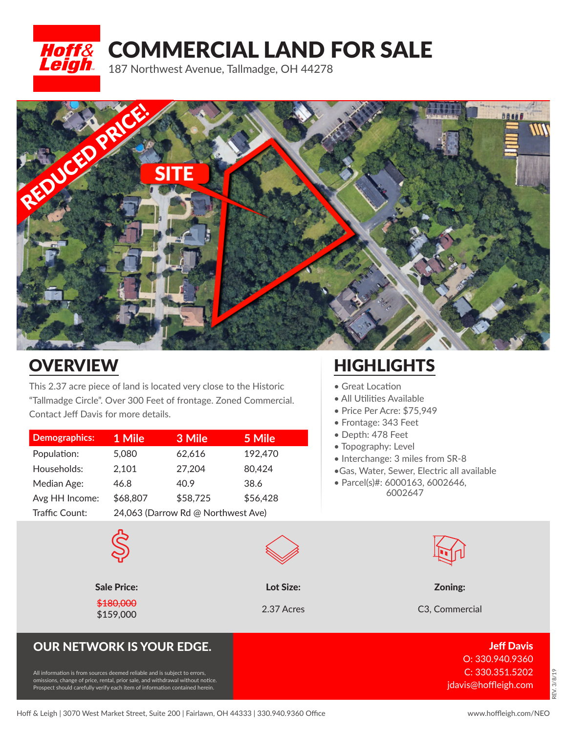# COMMERCIAL LAND FOR SALE

187 Northwest Avenue, Tallmadge, OH 44278

REDUCED PRICE!

SITE

## OVERVIEW

This 2.37 acre piece of land is located very close to the Historic "Tallmadge Circle". Over 300 Feet of frontage. Zoned Commercial. Contact Jeff Davis for more details.

| Demographics: | 1 Mile | 3 Mile | 5 Mile |
|---|---|---|---|
| Population: | 5,080 | 62,616 | 192,470 |
| Households: | 2,101 | 27,204 | 80,424 |
| Median Age: | 46.8 | 40.9 | 38.6 |
| Avg HH Income: | $68,807 | $58,725 | $56,428 |
| Traffic Count: | 24,063 (Darrow Rd @ Northwest Ave) | | |

## HIGHLIGHTS

- Great Location
- All Utilities Available
- Price Per Acre: $75,949
- Frontage: 343 Feet
- Depth: 478 Feet
- Topography: Level
- Interchange: 3 miles from SR-8
- Gas, Water, Sewer, Electric all available
- Parcel(s)#: 6000163, 6002646, 6002647

**Sale Price:**

~~$180,000~~
$159,000

**Lot Size:**

2.37 Acres

**Zoning:**

C3, Commercial

## OUR NETWORK IS YOUR EDGE.

All information is from sources deemed reliable and is subject to errors, omissions, change of price, rental, prior sale, and withdrawal without notice. Prospect should carefully verify each item of information contained herein.

**Jeff Davis**
O: 330.940.9360
C: 330.351.5202
jdavis@hoffleigh.com

REV. 3/8/19

Hoff & Leigh | 3070 West Market Street, Suite 200 | Fairlawn, OH 44333 | 330.940.9360 Office

www.hoffleigh.com/NEO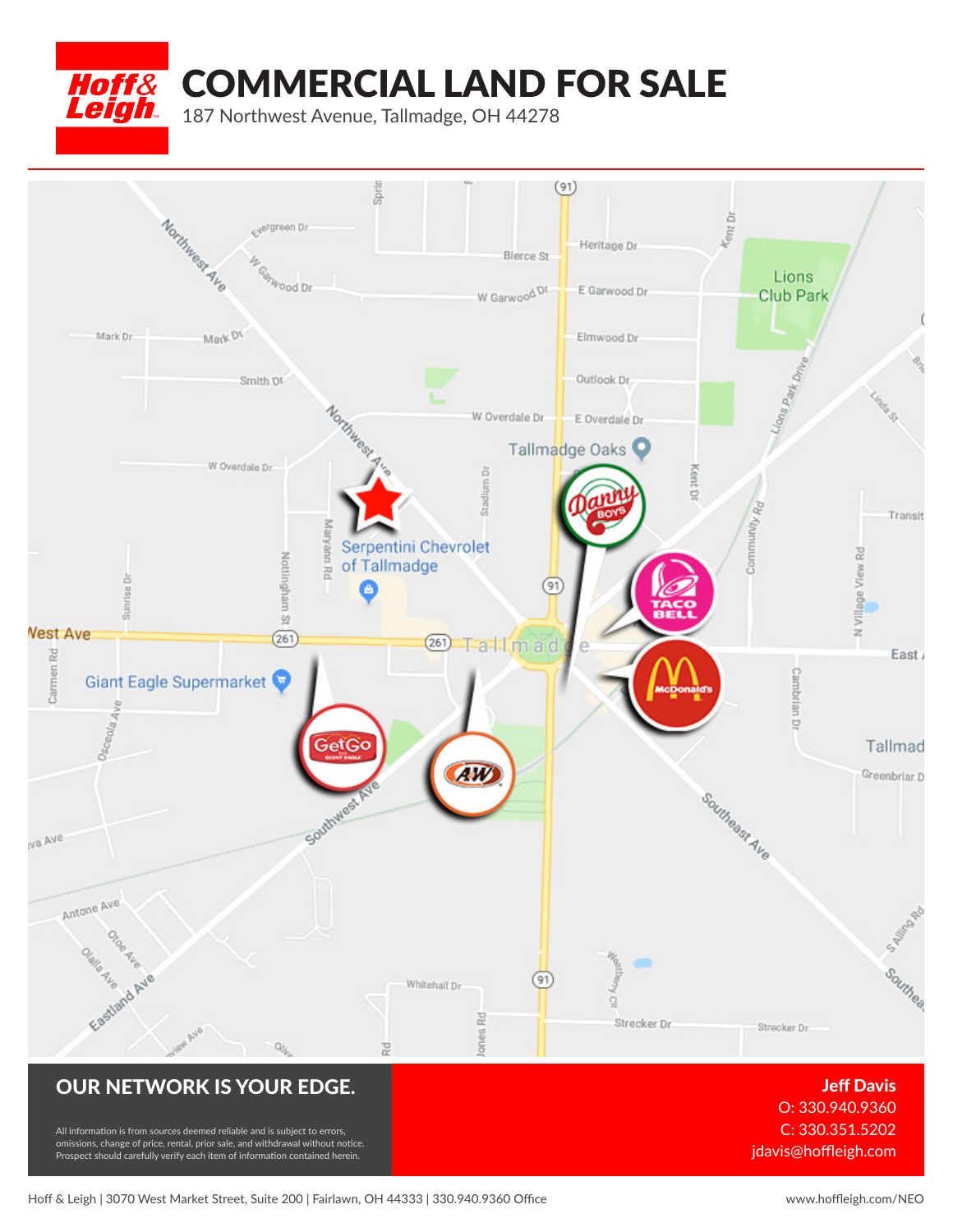# COMMERCIAL LAND FOR SALE

187 Northwest Avenue, Tallmadge, OH 44278

## OUR NETWORK IS YOUR EDGE.

All information is from sources deemed reliable and is subject to errors, omissions, change of price, rental, prior sale, and withdrawal without notice. Prospect should carefully verify each item of information contained herein.

**Jeff Davis**
O: 330.940.9360
C: 330.351.5202
jdavis@hoffleigh.com

Hoff & Leigh | 3070 West Market Street, Suite 200 | Fairlawn, OH 44333 | 330.940.9360 Office

www.hoffleigh.com/NEO